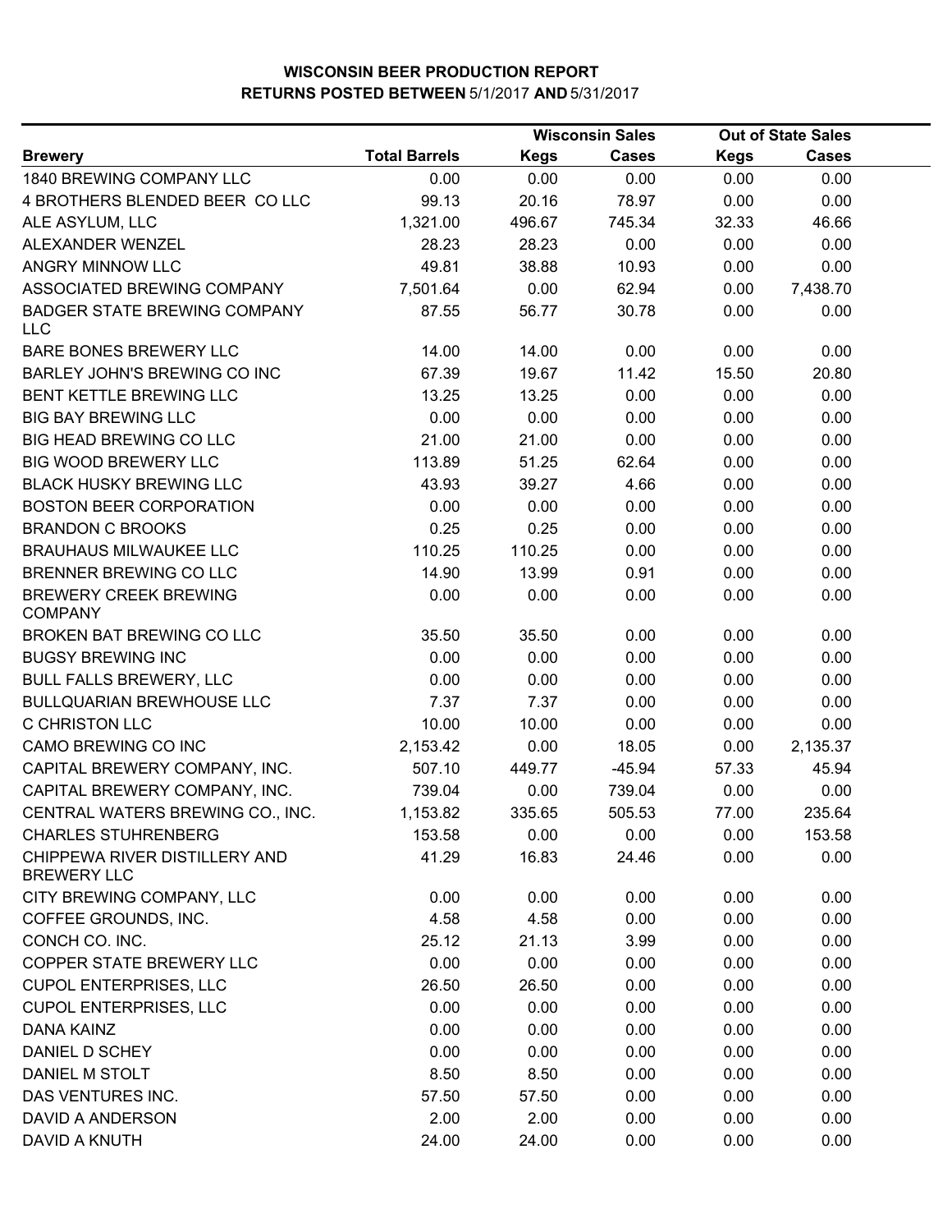# WISCONSIN BEER PRODUCTION REPORT
## RETURNS POSTED BETWEEN 5/1/2017 AND 5/31/2017

| | | Wisconsin Sales | | Out of State Sales | |
|---|---|---|---|---|---|
| **Brewery** | **Total Barrels** | **Kegs** | **Cases** | **Kegs** | **Cases** |
| 1840 BREWING COMPANY LLC | 0.00 | 0.00 | 0.00 | 0.00 | 0.00 |
| 4 BROTHERS BLENDED BEER CO LLC | 99.13 | 20.16 | 78.97 | 0.00 | 0.00 |
| ALE ASYLUM, LLC | 1,321.00 | 496.67 | 745.34 | 32.33 | 46.66 |
| ALEXANDER WENZEL | 28.23 | 28.23 | 0.00 | 0.00 | 0.00 |
| ANGRY MINNOW LLC | 49.81 | 38.88 | 10.93 | 0.00 | 0.00 |
| ASSOCIATED BREWING COMPANY | 7,501.64 | 0.00 | 62.94 | 0.00 | 7,438.70 |
| BADGER STATE BREWING COMPANY LLC | 87.55 | 56.77 | 30.78 | 0.00 | 0.00 |
| BARE BONES BREWERY LLC | 14.00 | 14.00 | 0.00 | 0.00 | 0.00 |
| BARLEY JOHN'S BREWING CO INC | 67.39 | 19.67 | 11.42 | 15.50 | 20.80 |
| BENT KETTLE BREWING LLC | 13.25 | 13.25 | 0.00 | 0.00 | 0.00 |
| BIG BAY BREWING LLC | 0.00 | 0.00 | 0.00 | 0.00 | 0.00 |
| BIG HEAD BREWING CO LLC | 21.00 | 21.00 | 0.00 | 0.00 | 0.00 |
| BIG WOOD BREWERY LLC | 113.89 | 51.25 | 62.64 | 0.00 | 0.00 |
| BLACK HUSKY BREWING LLC | 43.93 | 39.27 | 4.66 | 0.00 | 0.00 |
| BOSTON BEER CORPORATION | 0.00 | 0.00 | 0.00 | 0.00 | 0.00 |
| BRANDON C BROOKS | 0.25 | 0.25 | 0.00 | 0.00 | 0.00 |
| BRAUHAUS MILWAUKEE LLC | 110.25 | 110.25 | 0.00 | 0.00 | 0.00 |
| BRENNER BREWING CO LLC | 14.90 | 13.99 | 0.91 | 0.00 | 0.00 |
| BREWERY CREEK BREWING COMPANY | 0.00 | 0.00 | 0.00 | 0.00 | 0.00 |
| BROKEN BAT BREWING CO LLC | 35.50 | 35.50 | 0.00 | 0.00 | 0.00 |
| BUGSY BREWING INC | 0.00 | 0.00 | 0.00 | 0.00 | 0.00 |
| BULL FALLS BREWERY, LLC | 0.00 | 0.00 | 0.00 | 0.00 | 0.00 |
| BULLQUARIAN BREWHOUSE LLC | 7.37 | 7.37 | 0.00 | 0.00 | 0.00 |
| C CHRISTON LLC | 10.00 | 10.00 | 0.00 | 0.00 | 0.00 |
| CAMO BREWING CO INC | 2,153.42 | 0.00 | 18.05 | 0.00 | 2,135.37 |
| CAPITAL BREWERY COMPANY, INC. | 507.10 | 449.77 | -45.94 | 57.33 | 45.94 |
| CAPITAL BREWERY COMPANY, INC. | 739.04 | 0.00 | 739.04 | 0.00 | 0.00 |
| CENTRAL WATERS BREWING CO., INC. | 1,153.82 | 335.65 | 505.53 | 77.00 | 235.64 |
| CHARLES STUHRENBERG | 153.58 | 0.00 | 0.00 | 0.00 | 153.58 |
| CHIPPEWA RIVER DISTILLERY AND BREWERY LLC | 41.29 | 16.83 | 24.46 | 0.00 | 0.00 |
| CITY BREWING COMPANY, LLC | 0.00 | 0.00 | 0.00 | 0.00 | 0.00 |
| COFFEE GROUNDS, INC. | 4.58 | 4.58 | 0.00 | 0.00 | 0.00 |
| CONCH CO. INC. | 25.12 | 21.13 | 3.99 | 0.00 | 0.00 |
| COPPER STATE BREWERY LLC | 0.00 | 0.00 | 0.00 | 0.00 | 0.00 |
| CUPOL ENTERPRISES, LLC | 26.50 | 26.50 | 0.00 | 0.00 | 0.00 |
| CUPOL ENTERPRISES, LLC | 0.00 | 0.00 | 0.00 | 0.00 | 0.00 |
| DANA KAINZ | 0.00 | 0.00 | 0.00 | 0.00 | 0.00 |
| DANIEL D SCHEY | 0.00 | 0.00 | 0.00 | 0.00 | 0.00 |
| DANIEL M STOLT | 8.50 | 8.50 | 0.00 | 0.00 | 0.00 |
| DAS VENTURES INC. | 57.50 | 57.50 | 0.00 | 0.00 | 0.00 |
| DAVID A ANDERSON | 2.00 | 2.00 | 0.00 | 0.00 | 0.00 |
| DAVID A KNUTH | 24.00 | 24.00 | 0.00 | 0.00 | 0.00 |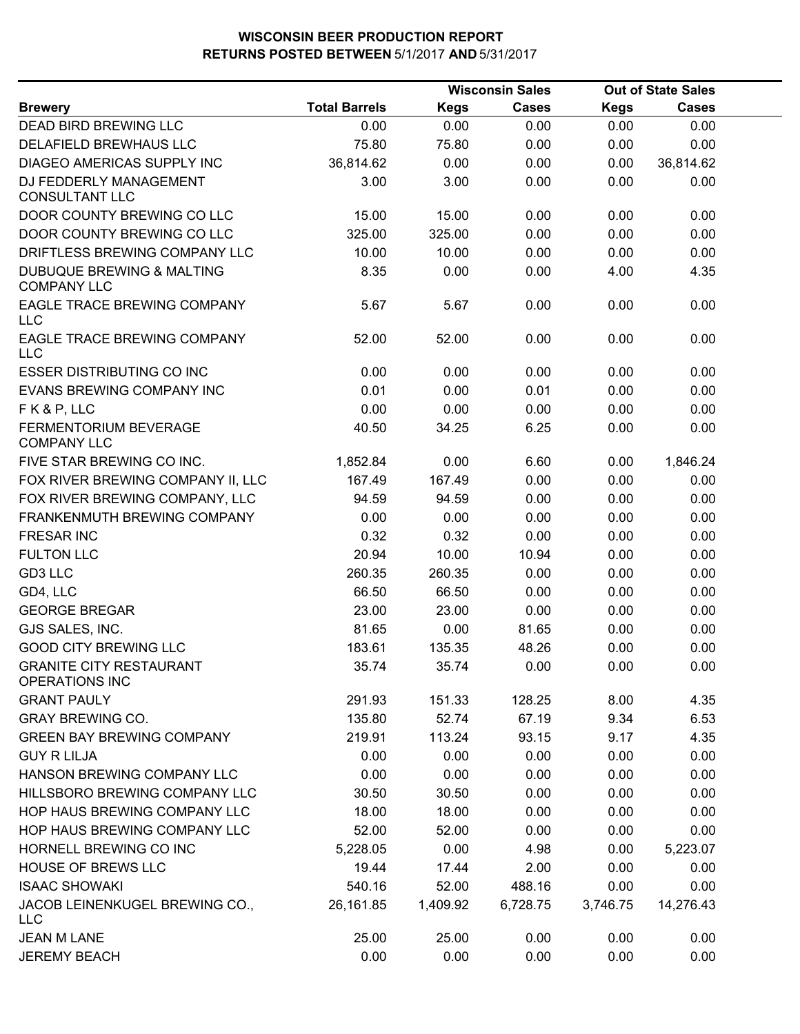# WISCONSIN BEER PRODUCTION REPORT
## RETURNS POSTED BETWEEN 5/1/2017 AND 5/31/2017

| | | Wisconsin Sales | | Out of State Sales | |
|---|---|---|---|---|---|
| **Brewery** | **Total Barrels** | **Kegs** | **Cases** | **Kegs** | **Cases** |
| DEAD BIRD BREWING LLC | 0.00 | 0.00 | 0.00 | 0.00 | 0.00 |
| DELAFIELD BREWHAUS LLC | 75.80 | 75.80 | 0.00 | 0.00 | 0.00 |
| DIAGEO AMERICAS SUPPLY INC | 36,814.62 | 0.00 | 0.00 | 0.00 | 36,814.62 |
| DJ FEDDERLY MANAGEMENT CONSULTANT LLC | 3.00 | 3.00 | 0.00 | 0.00 | 0.00 |
| DOOR COUNTY BREWING CO LLC | 15.00 | 15.00 | 0.00 | 0.00 | 0.00 |
| DOOR COUNTY BREWING CO LLC | 325.00 | 325.00 | 0.00 | 0.00 | 0.00 |
| DRIFTLESS BREWING COMPANY LLC | 10.00 | 10.00 | 0.00 | 0.00 | 0.00 |
| DUBUQUE BREWING & MALTING COMPANY LLC | 8.35 | 0.00 | 0.00 | 4.00 | 4.35 |
| EAGLE TRACE BREWING COMPANY LLC | 5.67 | 5.67 | 0.00 | 0.00 | 0.00 |
| EAGLE TRACE BREWING COMPANY LLC | 52.00 | 52.00 | 0.00 | 0.00 | 0.00 |
| ESSER DISTRIBUTING CO INC | 0.00 | 0.00 | 0.00 | 0.00 | 0.00 |
| EVANS BREWING COMPANY INC | 0.01 | 0.00 | 0.01 | 0.00 | 0.00 |
| F K & P, LLC | 0.00 | 0.00 | 0.00 | 0.00 | 0.00 |
| FERMENTORIUM BEVERAGE COMPANY LLC | 40.50 | 34.25 | 6.25 | 0.00 | 0.00 |
| FIVE STAR BREWING CO INC. | 1,852.84 | 0.00 | 6.60 | 0.00 | 1,846.24 |
| FOX RIVER BREWING COMPANY II, LLC | 167.49 | 167.49 | 0.00 | 0.00 | 0.00 |
| FOX RIVER BREWING COMPANY, LLC | 94.59 | 94.59 | 0.00 | 0.00 | 0.00 |
| FRANKENMUTH BREWING COMPANY | 0.00 | 0.00 | 0.00 | 0.00 | 0.00 |
| FRESAR INC | 0.32 | 0.32 | 0.00 | 0.00 | 0.00 |
| FULTON LLC | 20.94 | 10.00 | 10.94 | 0.00 | 0.00 |
| GD3 LLC | 260.35 | 260.35 | 0.00 | 0.00 | 0.00 |
| GD4, LLC | 66.50 | 66.50 | 0.00 | 0.00 | 0.00 |
| GEORGE BREGAR | 23.00 | 23.00 | 0.00 | 0.00 | 0.00 |
| GJS SALES, INC. | 81.65 | 0.00 | 81.65 | 0.00 | 0.00 |
| GOOD CITY BREWING LLC | 183.61 | 135.35 | 48.26 | 0.00 | 0.00 |
| GRANITE CITY RESTAURANT OPERATIONS INC | 35.74 | 35.74 | 0.00 | 0.00 | 0.00 |
| GRANT PAULY | 291.93 | 151.33 | 128.25 | 8.00 | 4.35 |
| GRAY BREWING CO. | 135.80 | 52.74 | 67.19 | 9.34 | 6.53 |
| GREEN BAY BREWING COMPANY | 219.91 | 113.24 | 93.15 | 9.17 | 4.35 |
| GUY R LILJA | 0.00 | 0.00 | 0.00 | 0.00 | 0.00 |
| HANSON BREWING COMPANY LLC | 0.00 | 0.00 | 0.00 | 0.00 | 0.00 |
| HILLSBORO BREWING COMPANY LLC | 30.50 | 30.50 | 0.00 | 0.00 | 0.00 |
| HOP HAUS BREWING COMPANY LLC | 18.00 | 18.00 | 0.00 | 0.00 | 0.00 |
| HOP HAUS BREWING COMPANY LLC | 52.00 | 52.00 | 0.00 | 0.00 | 0.00 |
| HORNELL BREWING CO INC | 5,228.05 | 0.00 | 4.98 | 0.00 | 5,223.07 |
| HOUSE OF BREWS LLC | 19.44 | 17.44 | 2.00 | 0.00 | 0.00 |
| ISAAC SHOWAKI | 540.16 | 52.00 | 488.16 | 0.00 | 0.00 |
| JACOB LEINENKUGEL BREWING CO., LLC | 26,161.85 | 1,409.92 | 6,728.75 | 3,746.75 | 14,276.43 |
| JEAN M LANE | 25.00 | 25.00 | 0.00 | 0.00 | 0.00 |
| JEREMY BEACH | 0.00 | 0.00 | 0.00 | 0.00 | 0.00 |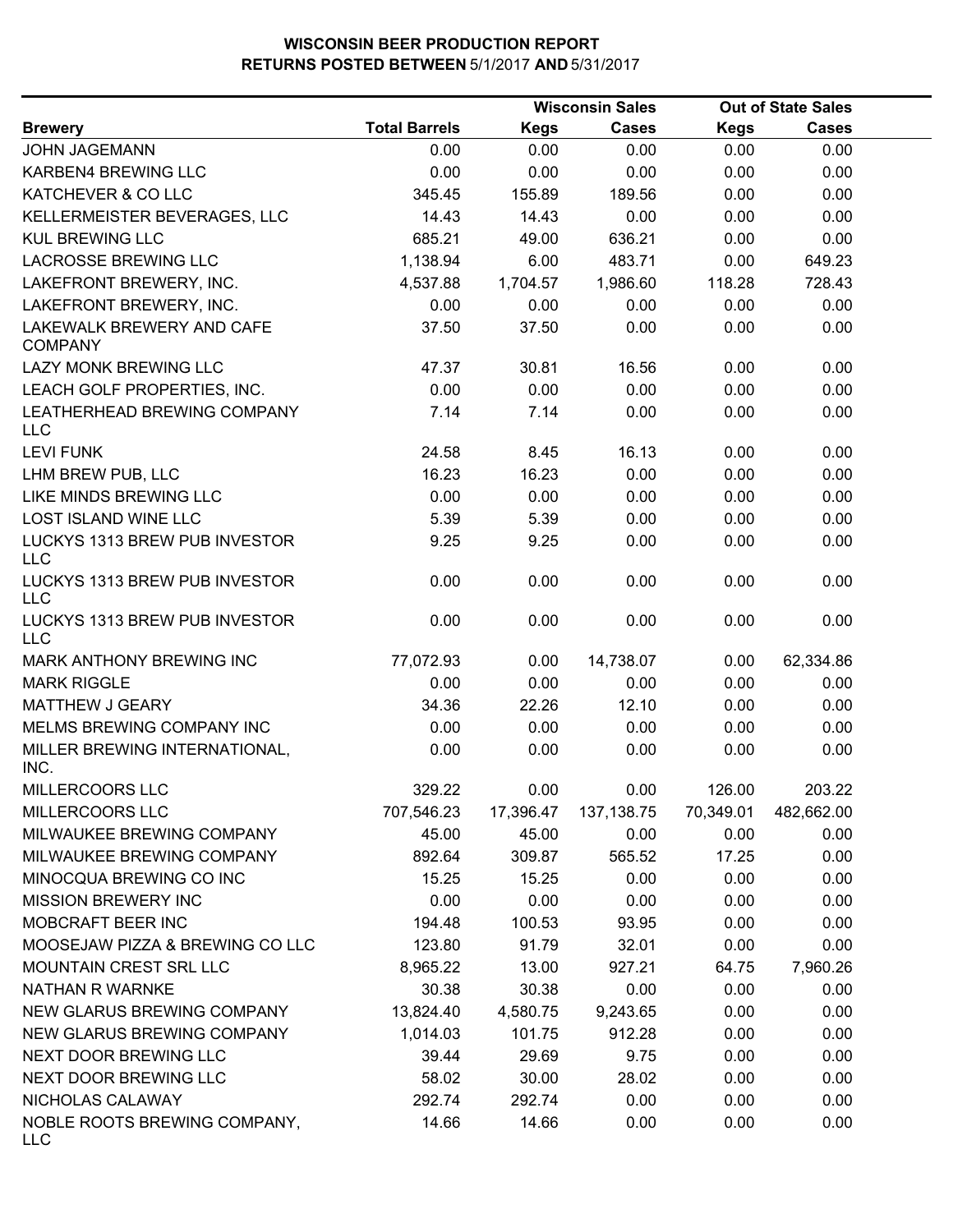**WISCONSIN BEER PRODUCTION REPORT**
**RETURNS POSTED BETWEEN 5/1/2017 AND 5/31/2017**

| | | Wisconsin Sales | | Out of State Sales | |
|---|---|---|---|---|---|
| **Brewery** | **Total Barrels** | **Kegs** | **Cases** | **Kegs** | **Cases** |
| JOHN JAGEMANN | 0.00 | 0.00 | 0.00 | 0.00 | 0.00 |
| KARBEN4 BREWING LLC | 0.00 | 0.00 | 0.00 | 0.00 | 0.00 |
| KATCHEVER & CO LLC | 345.45 | 155.89 | 189.56 | 0.00 | 0.00 |
| KELLERMEISTER BEVERAGES, LLC | 14.43 | 14.43 | 0.00 | 0.00 | 0.00 |
| KUL BREWING LLC | 685.21 | 49.00 | 636.21 | 0.00 | 0.00 |
| LACROSSE BREWING LLC | 1,138.94 | 6.00 | 483.71 | 0.00 | 649.23 |
| LAKEFRONT BREWERY, INC. | 4,537.88 | 1,704.57 | 1,986.60 | 118.28 | 728.43 |
| LAKEFRONT BREWERY, INC. | 0.00 | 0.00 | 0.00 | 0.00 | 0.00 |
| LAKEWALK BREWERY AND CAFE COMPANY | 37.50 | 37.50 | 0.00 | 0.00 | 0.00 |
| LAZY MONK BREWING LLC | 47.37 | 30.81 | 16.56 | 0.00 | 0.00 |
| LEACH GOLF PROPERTIES, INC. | 0.00 | 0.00 | 0.00 | 0.00 | 0.00 |
| LEATHERHEAD BREWING COMPANY LLC | 7.14 | 7.14 | 0.00 | 0.00 | 0.00 |
| LEVI FUNK | 24.58 | 8.45 | 16.13 | 0.00 | 0.00 |
| LHM BREW PUB, LLC | 16.23 | 16.23 | 0.00 | 0.00 | 0.00 |
| LIKE MINDS BREWING LLC | 0.00 | 0.00 | 0.00 | 0.00 | 0.00 |
| LOST ISLAND WINE LLC | 5.39 | 5.39 | 0.00 | 0.00 | 0.00 |
| LUCKYS 1313 BREW PUB INVESTOR LLC | 9.25 | 9.25 | 0.00 | 0.00 | 0.00 |
| LUCKYS 1313 BREW PUB INVESTOR LLC | 0.00 | 0.00 | 0.00 | 0.00 | 0.00 |
| LUCKYS 1313 BREW PUB INVESTOR LLC | 0.00 | 0.00 | 0.00 | 0.00 | 0.00 |
| MARK ANTHONY BREWING INC | 77,072.93 | 0.00 | 14,738.07 | 0.00 | 62,334.86 |
| MARK RIGGLE | 0.00 | 0.00 | 0.00 | 0.00 | 0.00 |
| MATTHEW J GEARY | 34.36 | 22.26 | 12.10 | 0.00 | 0.00 |
| MELMS BREWING COMPANY INC | 0.00 | 0.00 | 0.00 | 0.00 | 0.00 |
| MILLER BREWING INTERNATIONAL, INC. | 0.00 | 0.00 | 0.00 | 0.00 | 0.00 |
| MILLERCOORS LLC | 329.22 | 0.00 | 0.00 | 126.00 | 203.22 |
| MILLERCOORS LLC | 707,546.23 | 17,396.47 | 137,138.75 | 70,349.01 | 482,662.00 |
| MILWAUKEE BREWING COMPANY | 45.00 | 45.00 | 0.00 | 0.00 | 0.00 |
| MILWAUKEE BREWING COMPANY | 892.64 | 309.87 | 565.52 | 17.25 | 0.00 |
| MINOCQUA BREWING CO INC | 15.25 | 15.25 | 0.00 | 0.00 | 0.00 |
| MISSION BREWERY INC | 0.00 | 0.00 | 0.00 | 0.00 | 0.00 |
| MOBCRAFT BEER INC | 194.48 | 100.53 | 93.95 | 0.00 | 0.00 |
| MOOSEJAW PIZZA & BREWING CO LLC | 123.80 | 91.79 | 32.01 | 0.00 | 0.00 |
| MOUNTAIN CREST SRL LLC | 8,965.22 | 13.00 | 927.21 | 64.75 | 7,960.26 |
| NATHAN R WARNKE | 30.38 | 30.38 | 0.00 | 0.00 | 0.00 |
| NEW GLARUS BREWING COMPANY | 13,824.40 | 4,580.75 | 9,243.65 | 0.00 | 0.00 |
| NEW GLARUS BREWING COMPANY | 1,014.03 | 101.75 | 912.28 | 0.00 | 0.00 |
| NEXT DOOR BREWING LLC | 39.44 | 29.69 | 9.75 | 0.00 | 0.00 |
| NEXT DOOR BREWING LLC | 58.02 | 30.00 | 28.02 | 0.00 | 0.00 |
| NICHOLAS CALAWAY | 292.74 | 292.74 | 0.00 | 0.00 | 0.00 |
| NOBLE ROOTS BREWING COMPANY, LLC | 14.66 | 14.66 | 0.00 | 0.00 | 0.00 |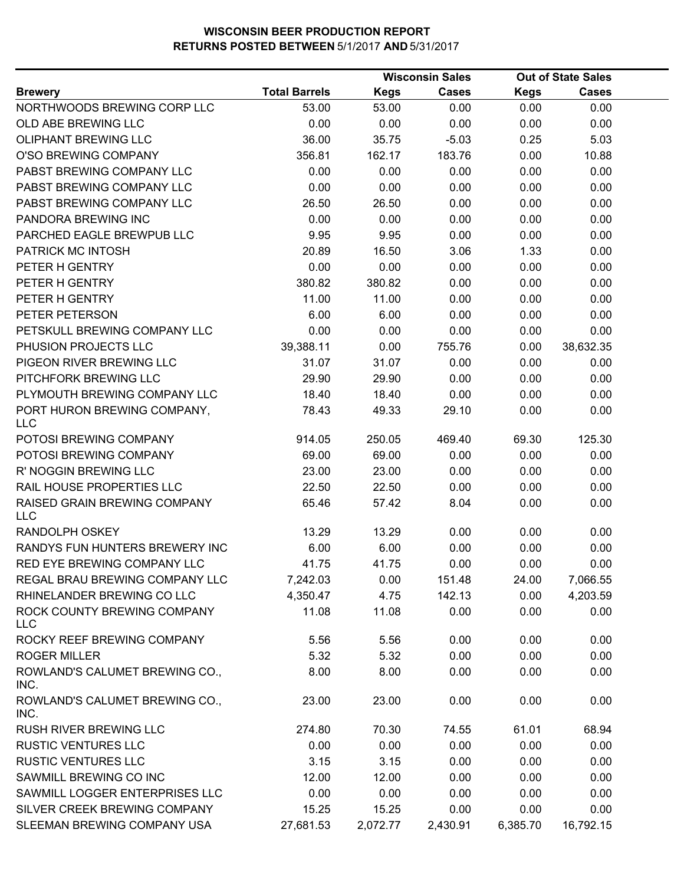# WISCONSIN BEER PRODUCTION REPORT
## RETURNS POSTED BETWEEN 5/1/2017 AND 5/31/2017

| | | Wisconsin Sales | | Out of State Sales | |
|---|---|---|---|---|---|
| **Brewery** | **Total Barrels** | **Kegs** | **Cases** | **Kegs** | **Cases** |
| NORTHWOODS BREWING CORP LLC | 53.00 | 53.00 | 0.00 | 0.00 | 0.00 |
| OLD ABE BREWING LLC | 0.00 | 0.00 | 0.00 | 0.00 | 0.00 |
| OLIPHANT BREWING LLC | 36.00 | 35.75 | -5.03 | 0.25 | 5.03 |
| O'SO BREWING COMPANY | 356.81 | 162.17 | 183.76 | 0.00 | 10.88 |
| PABST BREWING COMPANY LLC | 0.00 | 0.00 | 0.00 | 0.00 | 0.00 |
| PABST BREWING COMPANY LLC | 0.00 | 0.00 | 0.00 | 0.00 | 0.00 |
| PABST BREWING COMPANY LLC | 26.50 | 26.50 | 0.00 | 0.00 | 0.00 |
| PANDORA BREWING INC | 0.00 | 0.00 | 0.00 | 0.00 | 0.00 |
| PARCHED EAGLE BREWPUB LLC | 9.95 | 9.95 | 0.00 | 0.00 | 0.00 |
| PATRICK MC INTOSH | 20.89 | 16.50 | 3.06 | 1.33 | 0.00 |
| PETER H GENTRY | 0.00 | 0.00 | 0.00 | 0.00 | 0.00 |
| PETER H GENTRY | 380.82 | 380.82 | 0.00 | 0.00 | 0.00 |
| PETER H GENTRY | 11.00 | 11.00 | 0.00 | 0.00 | 0.00 |
| PETER PETERSON | 6.00 | 6.00 | 0.00 | 0.00 | 0.00 |
| PETSKULL BREWING COMPANY LLC | 0.00 | 0.00 | 0.00 | 0.00 | 0.00 |
| PHUSION PROJECTS LLC | 39,388.11 | 0.00 | 755.76 | 0.00 | 38,632.35 |
| PIGEON RIVER BREWING LLC | 31.07 | 31.07 | 0.00 | 0.00 | 0.00 |
| PITCHFORK BREWING LLC | 29.90 | 29.90 | 0.00 | 0.00 | 0.00 |
| PLYMOUTH BREWING COMPANY LLC | 18.40 | 18.40 | 0.00 | 0.00 | 0.00 |
| PORT HURON BREWING COMPANY, LLC | 78.43 | 49.33 | 29.10 | 0.00 | 0.00 |
| POTOSI BREWING COMPANY | 914.05 | 250.05 | 469.40 | 69.30 | 125.30 |
| POTOSI BREWING COMPANY | 69.00 | 69.00 | 0.00 | 0.00 | 0.00 |
| R' NOGGIN BREWING LLC | 23.00 | 23.00 | 0.00 | 0.00 | 0.00 |
| RAIL HOUSE PROPERTIES LLC | 22.50 | 22.50 | 0.00 | 0.00 | 0.00 |
| RAISED GRAIN BREWING COMPANY LLC | 65.46 | 57.42 | 8.04 | 0.00 | 0.00 |
| RANDOLPH OSKEY | 13.29 | 13.29 | 0.00 | 0.00 | 0.00 |
| RANDYS FUN HUNTERS BREWERY INC | 6.00 | 6.00 | 0.00 | 0.00 | 0.00 |
| RED EYE BREWING COMPANY LLC | 41.75 | 41.75 | 0.00 | 0.00 | 0.00 |
| REGAL BRAU BREWING COMPANY LLC | 7,242.03 | 0.00 | 151.48 | 24.00 | 7,066.55 |
| RHINELANDER BREWING CO LLC | 4,350.47 | 4.75 | 142.13 | 0.00 | 4,203.59 |
| ROCK COUNTY BREWING COMPANY LLC | 11.08 | 11.08 | 0.00 | 0.00 | 0.00 |
| ROCKY REEF BREWING COMPANY | 5.56 | 5.56 | 0.00 | 0.00 | 0.00 |
| ROGER MILLER | 5.32 | 5.32 | 0.00 | 0.00 | 0.00 |
| ROWLAND'S CALUMET BREWING CO., INC. | 8.00 | 8.00 | 0.00 | 0.00 | 0.00 |
| ROWLAND'S CALUMET BREWING CO., INC. | 23.00 | 23.00 | 0.00 | 0.00 | 0.00 |
| RUSH RIVER BREWING LLC | 274.80 | 70.30 | 74.55 | 61.01 | 68.94 |
| RUSTIC VENTURES LLC | 0.00 | 0.00 | 0.00 | 0.00 | 0.00 |
| RUSTIC VENTURES LLC | 3.15 | 3.15 | 0.00 | 0.00 | 0.00 |
| SAWMILL BREWING CO INC | 12.00 | 12.00 | 0.00 | 0.00 | 0.00 |
| SAWMILL LOGGER ENTERPRISES LLC | 0.00 | 0.00 | 0.00 | 0.00 | 0.00 |
| SILVER CREEK BREWING COMPANY | 15.25 | 15.25 | 0.00 | 0.00 | 0.00 |
| SLEEMAN BREWING COMPANY USA | 27,681.53 | 2,072.77 | 2,430.91 | 6,385.70 | 16,792.15 |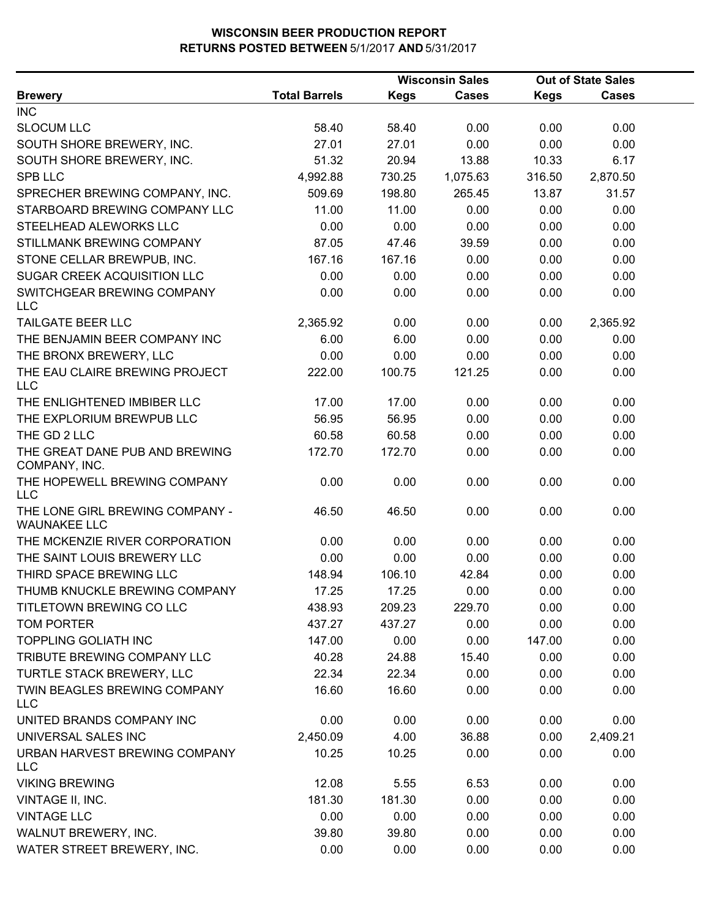# WISCONSIN BEER PRODUCTION REPORT
## RETURNS POSTED BETWEEN 5/1/2017 AND 5/31/2017

| Brewery | Total Barrels | Wisconsin Sales | | Out of State Sales | |
|---|---|---|---|---|---|
| | | Kegs | Cases | Kegs | Cases |
| INC | | | | | |
| SLOCUM LLC | 58.40 | 58.40 | 0.00 | 0.00 | 0.00 |
| SOUTH SHORE BREWERY, INC. | 27.01 | 27.01 | 0.00 | 0.00 | 0.00 |
| SOUTH SHORE BREWERY, INC. | 51.32 | 20.94 | 13.88 | 10.33 | 6.17 |
| SPB LLC | 4,992.88 | 730.25 | 1,075.63 | 316.50 | 2,870.50 |
| SPRECHER BREWING COMPANY, INC. | 509.69 | 198.80 | 265.45 | 13.87 | 31.57 |
| STARBOARD BREWING COMPANY LLC | 11.00 | 11.00 | 0.00 | 0.00 | 0.00 |
| STEELHEAD ALEWORKS LLC | 0.00 | 0.00 | 0.00 | 0.00 | 0.00 |
| STILLMANK BREWING COMPANY | 87.05 | 47.46 | 39.59 | 0.00 | 0.00 |
| STONE CELLAR BREWPUB, INC. | 167.16 | 167.16 | 0.00 | 0.00 | 0.00 |
| SUGAR CREEK ACQUISITION LLC | 0.00 | 0.00 | 0.00 | 0.00 | 0.00 |
| SWITCHGEAR BREWING COMPANY LLC | 0.00 | 0.00 | 0.00 | 0.00 | 0.00 |
| TAILGATE BEER LLC | 2,365.92 | 0.00 | 0.00 | 0.00 | 2,365.92 |
| THE BENJAMIN BEER COMPANY INC | 6.00 | 6.00 | 0.00 | 0.00 | 0.00 |
| THE BRONX BREWERY, LLC | 0.00 | 0.00 | 0.00 | 0.00 | 0.00 |
| THE EAU CLAIRE BREWING PROJECT LLC | 222.00 | 100.75 | 121.25 | 0.00 | 0.00 |
| THE ENLIGHTENED IMBIBER LLC | 17.00 | 17.00 | 0.00 | 0.00 | 0.00 |
| THE EXPLORIUM BREWPUB LLC | 56.95 | 56.95 | 0.00 | 0.00 | 0.00 |
| THE GD 2 LLC | 60.58 | 60.58 | 0.00 | 0.00 | 0.00 |
| THE GREAT DANE PUB AND BREWING COMPANY, INC. | 172.70 | 172.70 | 0.00 | 0.00 | 0.00 |
| THE HOPEWELL BREWING COMPANY LLC | 0.00 | 0.00 | 0.00 | 0.00 | 0.00 |
| THE LONE GIRL BREWING COMPANY - WAUNAKEE LLC | 46.50 | 46.50 | 0.00 | 0.00 | 0.00 |
| THE MCKENZIE RIVER CORPORATION | 0.00 | 0.00 | 0.00 | 0.00 | 0.00 |
| THE SAINT LOUIS BREWERY LLC | 0.00 | 0.00 | 0.00 | 0.00 | 0.00 |
| THIRD SPACE BREWING LLC | 148.94 | 106.10 | 42.84 | 0.00 | 0.00 |
| THUMB KNUCKLE BREWING COMPANY | 17.25 | 17.25 | 0.00 | 0.00 | 0.00 |
| TITLETOWN BREWING CO LLC | 438.93 | 209.23 | 229.70 | 0.00 | 0.00 |
| TOM PORTER | 437.27 | 437.27 | 0.00 | 0.00 | 0.00 |
| TOPPLING GOLIATH INC | 147.00 | 0.00 | 0.00 | 147.00 | 0.00 |
| TRIBUTE BREWING COMPANY LLC | 40.28 | 24.88 | 15.40 | 0.00 | 0.00 |
| TURTLE STACK BREWERY, LLC | 22.34 | 22.34 | 0.00 | 0.00 | 0.00 |
| TWIN BEAGLES BREWING COMPANY LLC | 16.60 | 16.60 | 0.00 | 0.00 | 0.00 |
| UNITED BRANDS COMPANY INC | 0.00 | 0.00 | 0.00 | 0.00 | 0.00 |
| UNIVERSAL SALES INC | 2,450.09 | 4.00 | 36.88 | 0.00 | 2,409.21 |
| URBAN HARVEST BREWING COMPANY LLC | 10.25 | 10.25 | 0.00 | 0.00 | 0.00 |
| VIKING BREWING | 12.08 | 5.55 | 6.53 | 0.00 | 0.00 |
| VINTAGE II, INC. | 181.30 | 181.30 | 0.00 | 0.00 | 0.00 |
| VINTAGE LLC | 0.00 | 0.00 | 0.00 | 0.00 | 0.00 |
| WALNUT BREWERY, INC. | 39.80 | 39.80 | 0.00 | 0.00 | 0.00 |
| WATER STREET BREWERY, INC. | 0.00 | 0.00 | 0.00 | 0.00 | 0.00 |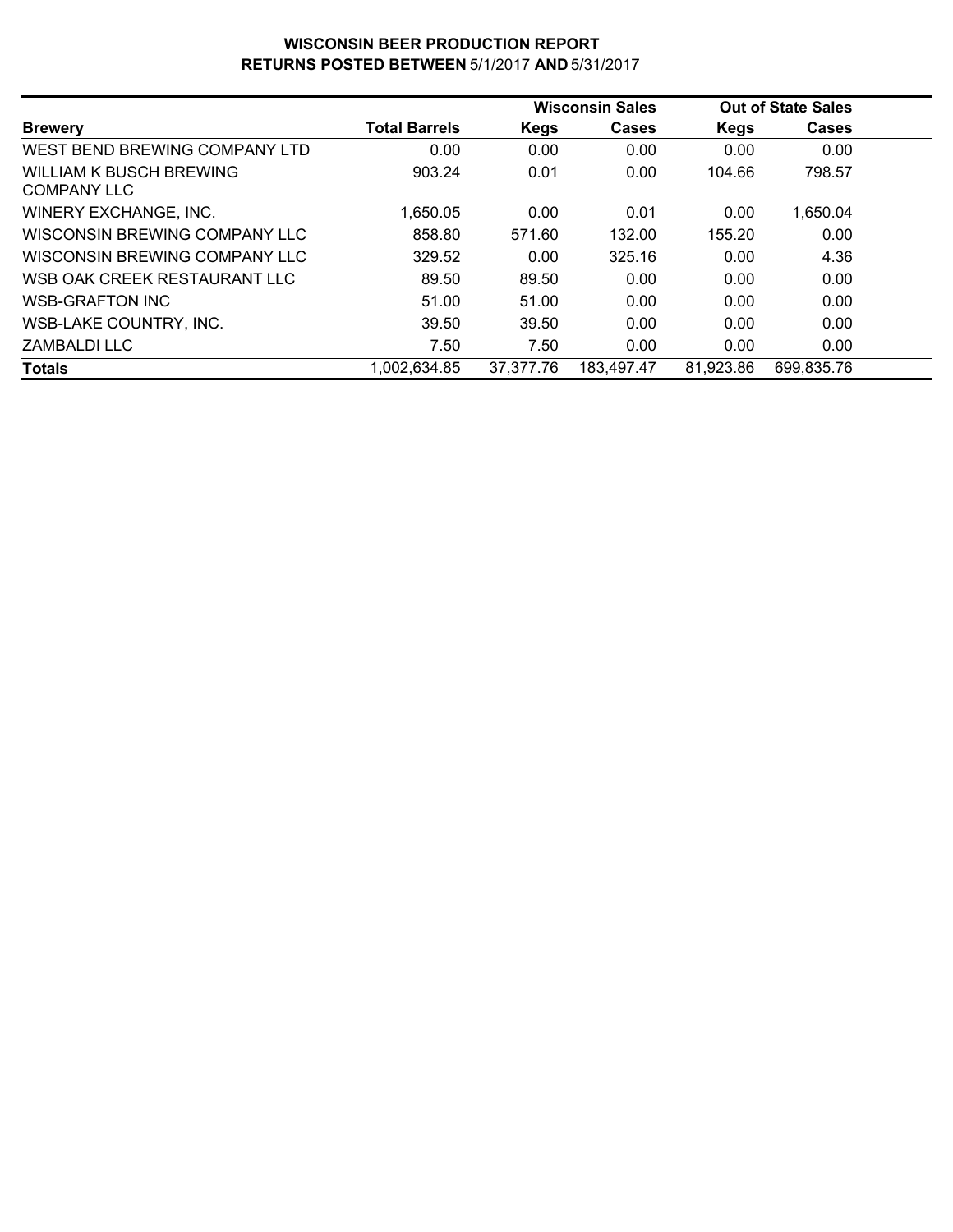**WISCONSIN BEER PRODUCTION REPORT**
**RETURNS POSTED BETWEEN** 5/1/2017 **AND** 5/31/2017

| | | Wisconsin Sales | | Out of State Sales | |
|---|---|---|---|---|---|
| **Brewery** | **Total Barrels** | **Kegs** | **Cases** | **Kegs** | **Cases** |
| WEST BEND BREWING COMPANY LTD | 0.00 | 0.00 | 0.00 | 0.00 | 0.00 |
| WILLIAM K BUSCH BREWING COMPANY LLC | 903.24 | 0.01 | 0.00 | 104.66 | 798.57 |
| WINERY EXCHANGE, INC. | 1,650.05 | 0.00 | 0.01 | 0.00 | 1,650.04 |
| WISCONSIN BREWING COMPANY LLC | 858.80 | 571.60 | 132.00 | 155.20 | 0.00 |
| WISCONSIN BREWING COMPANY LLC | 329.52 | 0.00 | 325.16 | 0.00 | 4.36 |
| WSB OAK CREEK RESTAURANT LLC | 89.50 | 89.50 | 0.00 | 0.00 | 0.00 |
| WSB-GRAFTON INC | 51.00 | 51.00 | 0.00 | 0.00 | 0.00 |
| WSB-LAKE COUNTRY, INC. | 39.50 | 39.50 | 0.00 | 0.00 | 0.00 |
| ZAMBALDI LLC | 7.50 | 7.50 | 0.00 | 0.00 | 0.00 |
| **Totals** | 1,002,634.85 | 37,377.76 | 183,497.47 | 81,923.86 | 699,835.76 |